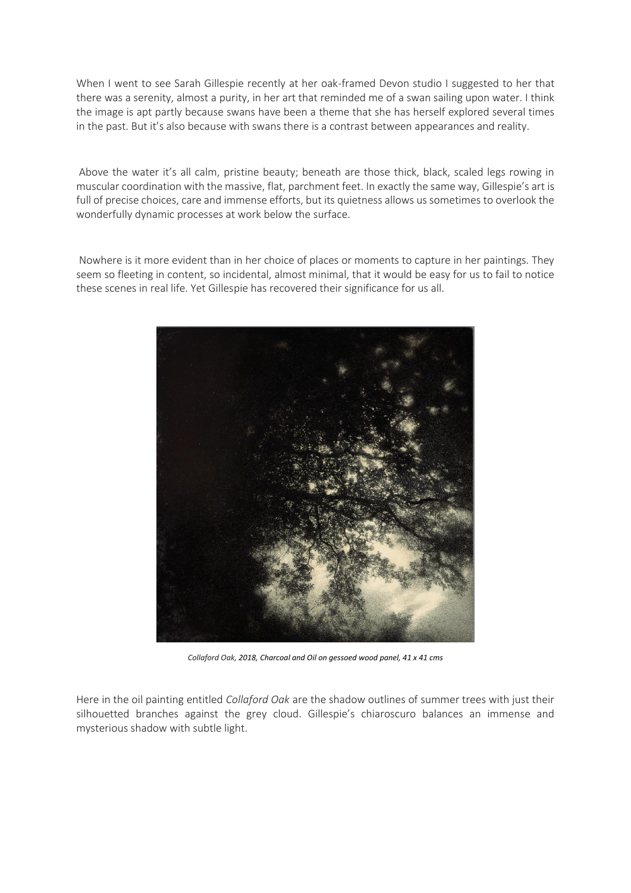When I went to see Sarah Gillespie recently at her oak-framed Devon studio I suggested to her that there was a serenity, almost a purity, in her art that reminded me of a swan sailing upon water. I think the image is apt partly because swans have been a theme that she has herself explored several times in the past. But it's also because with swans there is a contrast between appearances and reality.

Above the water it's all calm, pristine beauty; beneath are those thick, black, scaled legs rowing in muscular coordination with the massive, flat, parchment feet. In exactly the same way, Gillespie's art is full of precise choices, care and immense efforts, but its quietness allows us sometimes to overlook the wonderfully dynamic processes at work below the surface.

Nowhere is it more evident than in her choice of places or moments to capture in her paintings. They seem so fleeting in content, so incidental, almost minimal, that it would be easy for us to fail to notice these scenes in real life. Yet Gillespie has recovered their significance for us all.

*Collaford Oak, 2018, Charcoal and Oil on gessoed wood panel, 41 x 41 cms*

Here in the oil painting entitled *Collaford Oak* are the shadow outlines of summer trees with just their silhouetted branches against the grey cloud. Gillespie's chiaroscuro balances an immense and mysterious shadow with subtle light.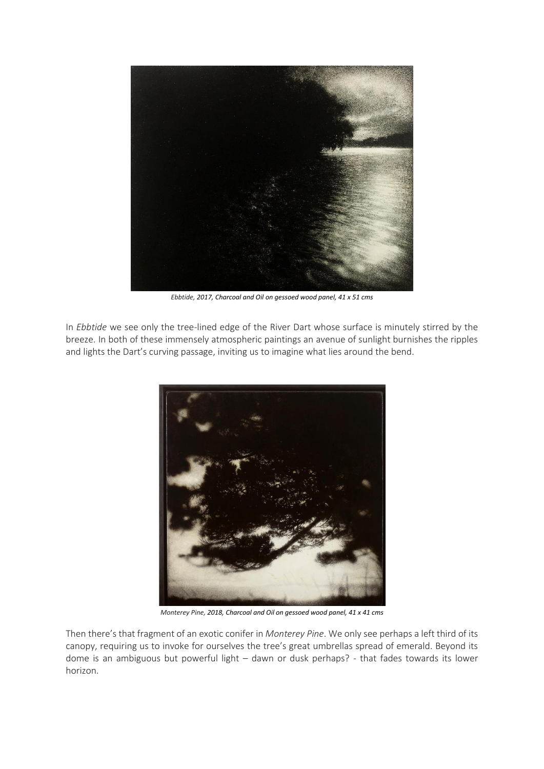*Ebbtide, 2017, Charcoal and Oil on gessoed wood panel, 41 x 51 cms*

In *Ebbtide* we see only the tree-lined edge of the River Dart whose surface is minutely stirred by the breeze. In both of these immensely atmospheric paintings an avenue of sunlight burnishes the ripples and lights the Dart's curving passage, inviting us to imagine what lies around the bend.

*Monterey Pine, 2018, Charcoal and Oil on gessoed wood panel, 41 x 41 cms*

Then there's that fragment of an exotic conifer in *Monterey Pine*. We only see perhaps a left third of its canopy, requiring us to invoke for ourselves the tree's great umbrellas spread of emerald. Beyond its dome is an ambiguous but powerful light – dawn or dusk perhaps? - that fades towards its lower horizon.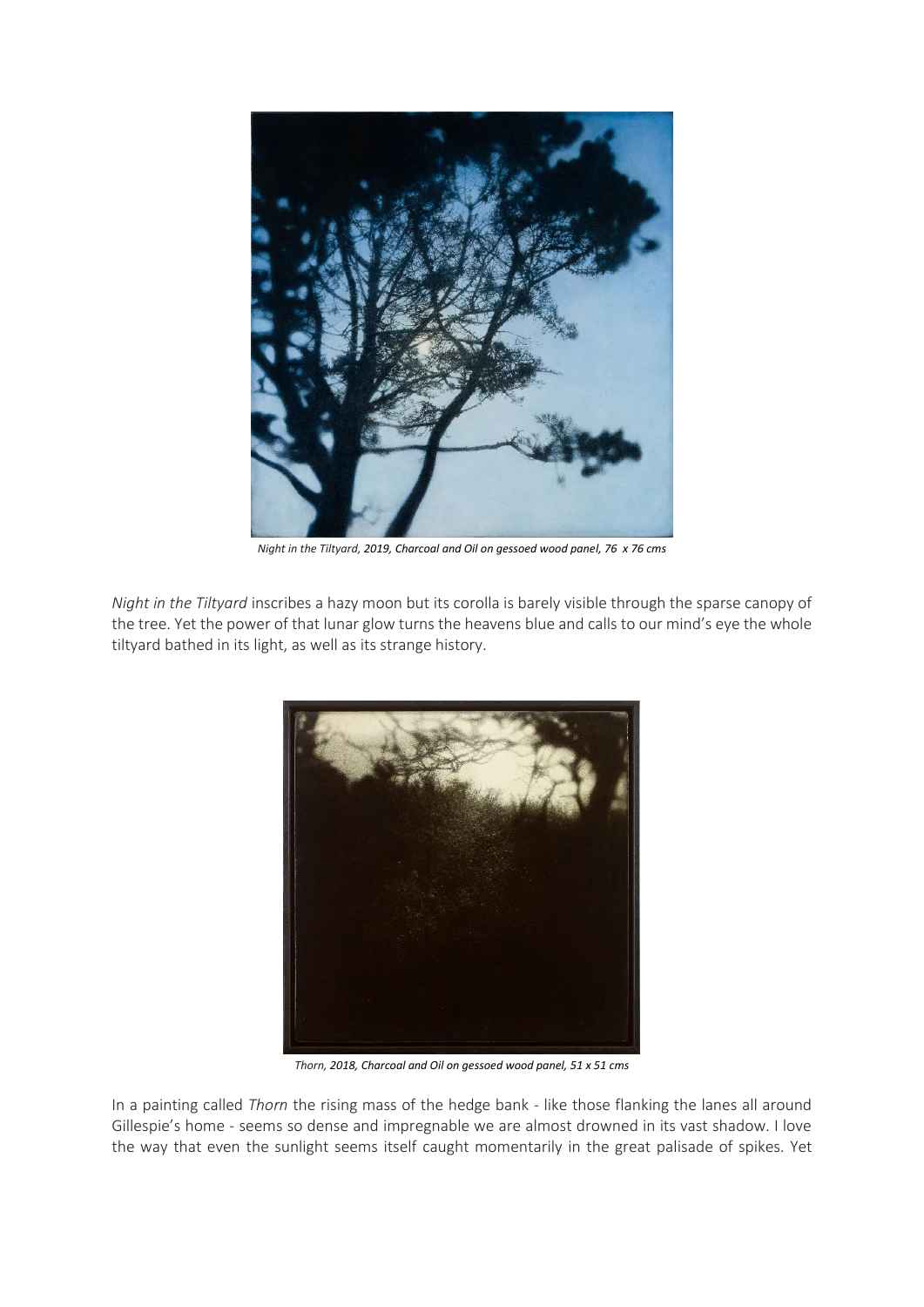*Night in the Tiltyard, 2019, Charcoal and Oil on gessoed wood panel, 76 x 76 cms*

*Night in the Tiltyard* inscribes a hazy moon but its corolla is barely visible through the sparse canopy of the tree. Yet the power of that lunar glow turns the heavens blue and calls to our mind's eye the whole tiltyard bathed in its light, as well as its strange history.

*Thorn, 2018, Charcoal and Oil on gessoed wood panel, 51 x 51 cms*

In a painting called *Thorn* the rising mass of the hedge bank - like those flanking the lanes all around Gillespie's home - seems so dense and impregnable we are almost drowned in its vast shadow. I love the way that even the sunlight seems itself caught momentarily in the great palisade of spikes. Yet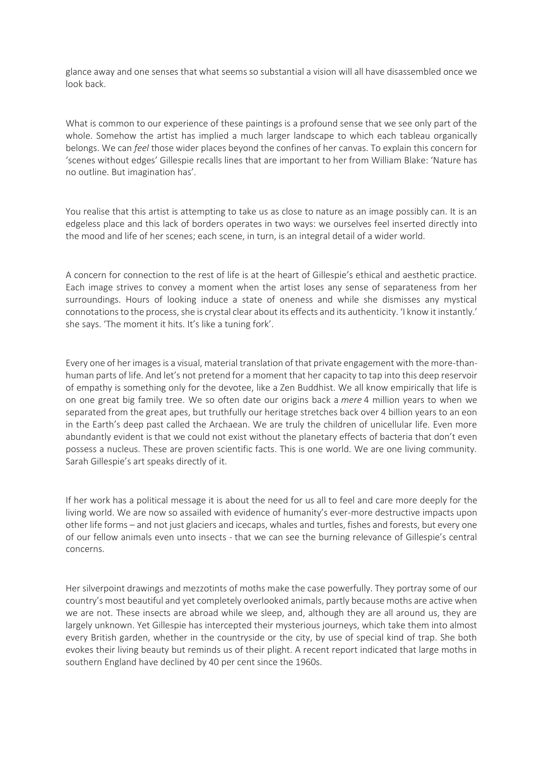glance away and one senses that what seems so substantial a vision will all have disassembled once we look back.

What is common to our experience of these paintings is a profound sense that we see only part of the whole. Somehow the artist has implied a much larger landscape to which each tableau organically belongs. We can *feel* those wider places beyond the confines of her canvas. To explain this concern for 'scenes without edges' Gillespie recalls lines that are important to her from William Blake: 'Nature has no outline. But imagination has'.

You realise that this artist is attempting to take us as close to nature as an image possibly can. It is an edgeless place and this lack of borders operates in two ways: we ourselves feel inserted directly into the mood and life of her scenes; each scene, in turn, is an integral detail of a wider world.

A concern for connection to the rest of life is at the heart of Gillespie's ethical and aesthetic practice. Each image strives to convey a moment when the artist loses any sense of separateness from her surroundings. Hours of looking induce a state of oneness and while she dismisses any mystical connotations to the process, she is crystal clear about its effects and its authenticity. 'I know it instantly.' she says. 'The moment it hits. It's like a tuning fork'.

Every one of her images is a visual, material translation of that private engagement with the more-than-human parts of life. And let's not pretend for a moment that her capacity to tap into this deep reservoir of empathy is something only for the devotee, like a Zen Buddhist. We all know empirically that life is on one great big family tree. We so often date our origins back a *mere* 4 million years to when we separated from the great apes, but truthfully our heritage stretches back over 4 billion years to an eon in the Earth's deep past called the Archaean. We are truly the children of unicellular life. Even more abundantly evident is that we could not exist without the planetary effects of bacteria that don't even possess a nucleus. These are proven scientific facts. This is one world. We are one living community. Sarah Gillespie's art speaks directly of it.

If her work has a political message it is about the need for us all to feel and care more deeply for the living world. We are now so assailed with evidence of humanity's ever-more destructive impacts upon other life forms – and not just glaciers and icecaps, whales and turtles, fishes and forests, but every one of our fellow animals even unto insects - that we can see the burning relevance of Gillespie's central concerns.

Her silverpoint drawings and mezzotints of moths make the case powerfully. They portray some of our country's most beautiful and yet completely overlooked animals, partly because moths are active when we are not. These insects are abroad while we sleep, and, although they are all around us, they are largely unknown. Yet Gillespie has intercepted their mysterious journeys, which take them into almost every British garden, whether in the countryside or the city, by use of special kind of trap. She both evokes their living beauty but reminds us of their plight. A recent report indicated that large moths in southern England have declined by 40 per cent since the 1960s.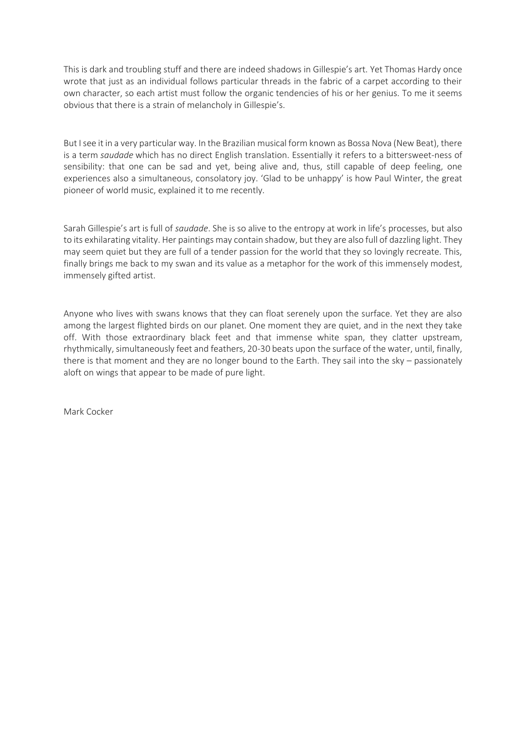This is dark and troubling stuff and there are indeed shadows in Gillespie's art. Yet Thomas Hardy once wrote that just as an individual follows particular threads in the fabric of a carpet according to their own character, so each artist must follow the organic tendencies of his or her genius. To me it seems obvious that there is a strain of melancholy in Gillespie's.

But I see it in a very particular way. In the Brazilian musical form known as Bossa Nova (New Beat), there is a term *saudade* which has no direct English translation. Essentially it refers to a bittersweet-ness of sensibility: that one can be sad and yet, being alive and, thus, still capable of deep feeling, one experiences also a simultaneous, consolatory joy. 'Glad to be unhappy' is how Paul Winter, the great pioneer of world music, explained it to me recently.

Sarah Gillespie's art is full of *saudade*. She is so alive to the entropy at work in life's processes, but also to its exhilarating vitality. Her paintings may contain shadow, but they are also full of dazzling light. They may seem quiet but they are full of a tender passion for the world that they so lovingly recreate. This, finally brings me back to my swan and its value as a metaphor for the work of this immensely modest, immensely gifted artist.

Anyone who lives with swans knows that they can float serenely upon the surface. Yet they are also among the largest flighted birds on our planet. One moment they are quiet, and in the next they take off. With those extraordinary black feet and that immense white span, they clatter upstream, rhythmically, simultaneously feet and feathers, 20-30 beats upon the surface of the water, until, finally, there is that moment and they are no longer bound to the Earth. They sail into the sky – passionately aloft on wings that appear to be made of pure light.

Mark Cocker